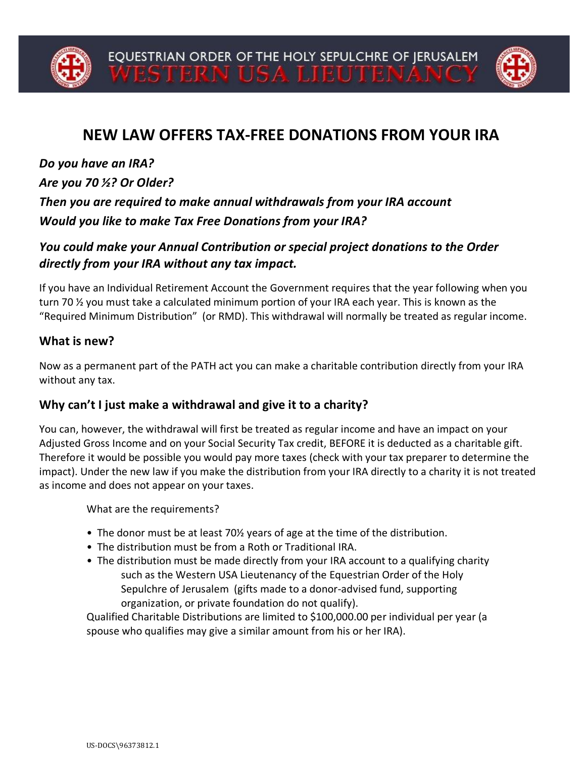EQUESTRIAN ORDER OF THE HOLY SEPULCHRE OF JERUSALEM

WESTERN USA LIEUTENANCY

# NEW LAW OFFERS TAX-FREE DONATIONS FROM YOUR IRA

***Do you have an IRA?***

***Are you 70 ½? Or Older?***

***Then you are required to make annual withdrawals from your IRA account***

***Would you like to make Tax Free Donations from your IRA?***

### *You could make your Annual Contribution or special project donations to the Order directly from your IRA without any tax impact.*

If you have an Individual Retirement Account the Government requires that the year following when you turn 70 ½ you must take a calculated minimum portion of your IRA each year. This is known as the "Required Minimum Distribution" (or RMD). This withdrawal will normally be treated as regular income.

### What is new?

Now as a permanent part of the PATH act you can make a charitable contribution directly from your IRA without any tax.

### Why can't I just make a withdrawal and give it to a charity?

You can, however, the withdrawal will first be treated as regular income and have an impact on your Adjusted Gross Income and on your Social Security Tax credit, BEFORE it is deducted as a charitable gift. Therefore it would be possible you would pay more taxes (check with your tax preparer to determine the impact). Under the new law if you make the distribution from your IRA directly to a charity it is not treated as income and does not appear on your taxes.

What are the requirements?

- The donor must be at least 70½ years of age at the time of the distribution.
- The distribution must be from a Roth or Traditional IRA.
- The distribution must be made directly from your IRA account to a qualifying charity such as the Western USA Lieutenancy of the Equestrian Order of the Holy Sepulchre of Jerusalem (gifts made to a donor-advised fund, supporting organization, or private foundation do not qualify).

Qualified Charitable Distributions are limited to $100,000.00 per individual per year (a spouse who qualifies may give a similar amount from his or her IRA).

US-DOCS\96373812.1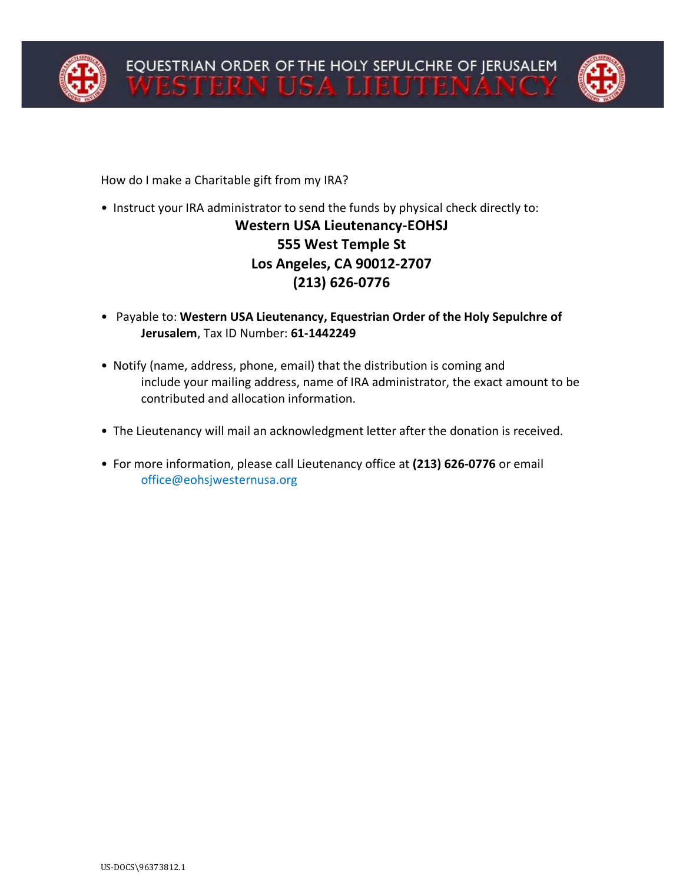# EQUESTRIAN ORDER OF THE HOLY SEPULCHRE OF JERUSALEM
## WESTERN USA LIEUTENANCY

How do I make a Charitable gift from my IRA?

- Instruct your IRA administrator to send the funds by physical check directly to:

  **Western USA Lieutenancy-EOHSJ**
  **555 West Temple St**
  **Los Angeles, CA 90012-2707**
  **(213) 626-0776**

- Payable to: **Western USA Lieutenancy, Equestrian Order of the Holy Sepulchre of Jerusalem**, Tax ID Number: **61-1442249**

- Notify (name, address, phone, email) that the distribution is coming and include your mailing address, name of IRA administrator, the exact amount to be contributed and allocation information.

- The Lieutenancy will mail an acknowledgment letter after the donation is received.

- For more information, please call Lieutenancy office at **(213) 626-0776** or email office@eohsjwesternusa.org

US-DOCS\96373812.1